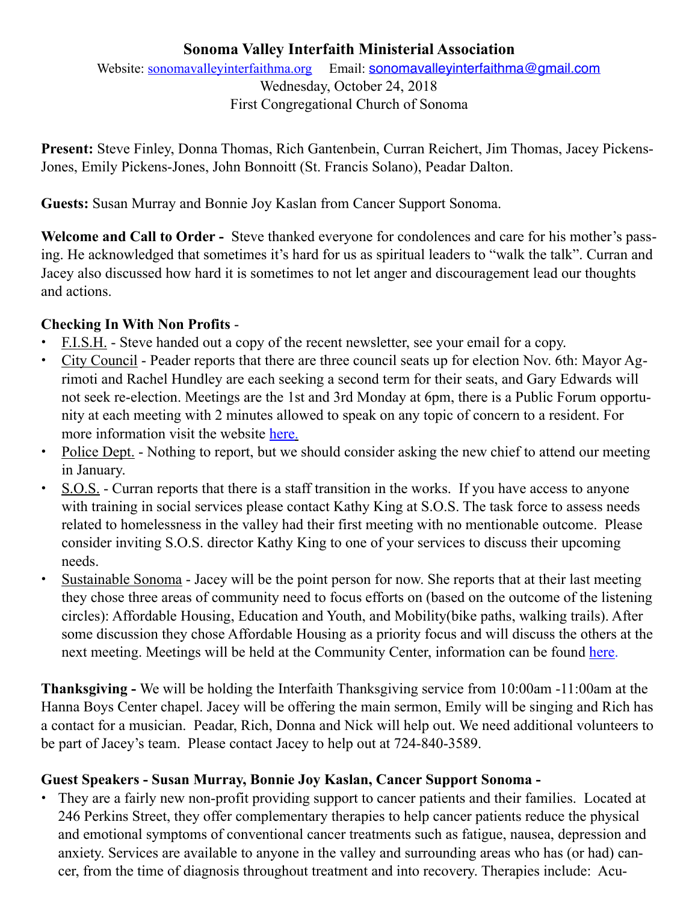# Sonoma Valley Interfaith Ministerial Association

Website: [sonomavalleyinterfaithma.org](sonomavalleyinterfaithma.org) Email: [sonomavalleyinterfaithma@gmail.com](mailto:sonomavalleyinterfaithma@gmail.com)

Wednesday, October 24, 2018

First Congregational Church of Sonoma

**Present:** Steve Finley, Donna Thomas, Rich Gantenbein, Curran Reichert, Jim Thomas, Jacey Pickens-Jones, Emily Pickens-Jones, John Bonnoitt (St. Francis Solano), Peadar Dalton.

**Guests:** Susan Murray and Bonnie Joy Kaslan from Cancer Support Sonoma.

**Welcome and Call to Order -** Steve thanked everyone for condolences and care for his mother's passing. He acknowledged that sometimes it's hard for us as spiritual leaders to "walk the talk". Curran and Jacey also discussed how hard it is sometimes to not let anger and discouragement lead our thoughts and actions.

**Checking In With Non Profits** -

- F.I.S.H. - Steve handed out a copy of the recent newsletter, see your email for a copy.
- City Council - Peader reports that there are three council seats up for election Nov. 6th: Mayor Agrimoti and Rachel Hundley are each seeking a second term for their seats, and Gary Edwards will not seek re-election. Meetings are the 1st and 3rd Monday at 6pm, there is a Public Forum opportunity at each meeting with 2 minutes allowed to speak on any topic of concern to a resident. For more information visit the website here.
- Police Dept. - Nothing to report, but we should consider asking the new chief to attend our meeting in January.
- S.O.S. - Curran reports that there is a staff transition in the works. If you have access to anyone with training in social services please contact Kathy King at S.O.S. The task force to assess needs related to homelessness in the valley had their first meeting with no mentionable outcome. Please consider inviting S.O.S. director Kathy King to one of your services to discuss their upcoming needs.
- Sustainable Sonoma - Jacey will be the point person for now. She reports that at their last meeting they chose three areas of community need to focus efforts on (based on the outcome of the listening circles): Affordable Housing, Education and Youth, and Mobility(bike paths, walking trails). After some discussion they chose Affordable Housing as a priority focus and will discuss the others at the next meeting. Meetings will be held at the Community Center, information can be found here.

**Thanksgiving -** We will be holding the Interfaith Thanksgiving service from 10:00am -11:00am at the Hanna Boys Center chapel. Jacey will be offering the main sermon, Emily will be singing and Rich has a contact for a musician. Peadar, Rich, Donna and Nick will help out. We need additional volunteers to be part of Jacey's team. Please contact Jacey to help out at 724-840-3589.

**Guest Speakers - Susan Murray, Bonnie Joy Kaslan, Cancer Support Sonoma -**

- They are a fairly new non-profit providing support to cancer patients and their families. Located at 246 Perkins Street, they offer complementary therapies to help cancer patients reduce the physical and emotional symptoms of conventional cancer treatments such as fatigue, nausea, depression and anxiety. Services are available to anyone in the valley and surrounding areas who has (or had) cancer, from the time of diagnosis throughout treatment and into recovery. Therapies include: Acu-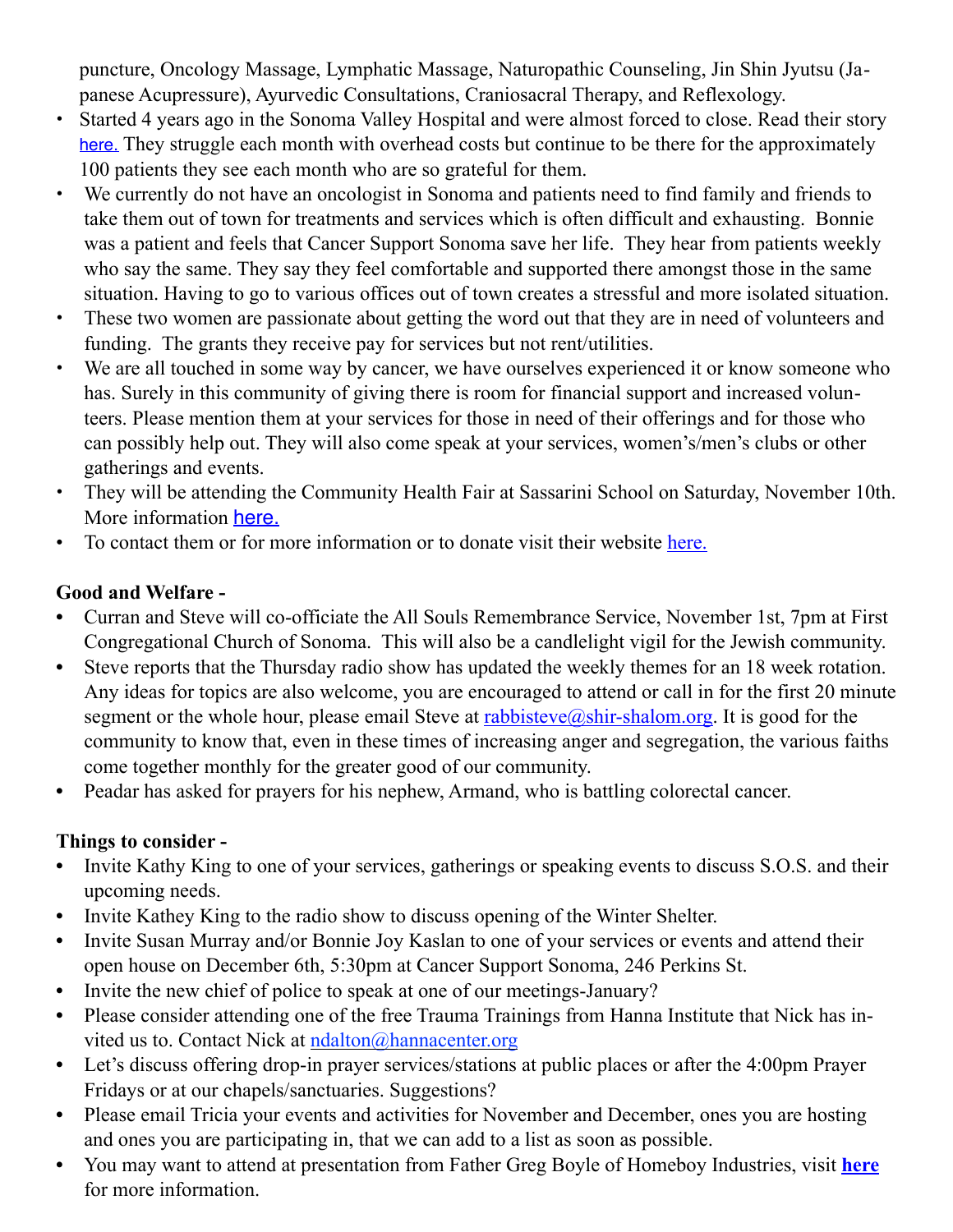puncture, Oncology Massage, Lymphatic Massage, Naturopathic Counseling, Jin Shin Jyutsu (Japanese Acupressure), Ayurvedic Consultations, Craniosacral Therapy, and Reflexology.

- Started 4 years ago in the Sonoma Valley Hospital and were almost forced to close. Read their story here. They struggle each month with overhead costs but continue to be there for the approximately 100 patients they see each month who are so grateful for them.
- We currently do not have an oncologist in Sonoma and patients need to find family and friends to take them out of town for treatments and services which is often difficult and exhausting. Bonnie was a patient and feels that Cancer Support Sonoma save her life. They hear from patients weekly who say the same. They say they feel comfortable and supported there amongst those in the same situation. Having to go to various offices out of town creates a stressful and more isolated situation.
- These two women are passionate about getting the word out that they are in need of volunteers and funding. The grants they receive pay for services but not rent/utilities.
- We are all touched in some way by cancer, we have ourselves experienced it or know someone who has. Surely in this community of giving there is room for financial support and increased volunteers. Please mention them at your services for those in need of their offerings and for those who can possibly help out. They will also come speak at your services, women's/men's clubs or other gatherings and events.
- They will be attending the Community Health Fair at Sassarini School on Saturday, November 10th. More information here.
- To contact them or for more information or to donate visit their website here.

**Good and Welfare -**

- Curran and Steve will co-officiate the All Souls Remembrance Service, November 1st, 7pm at First Congregational Church of Sonoma. This will also be a candlelight vigil for the Jewish community.
- Steve reports that the Thursday radio show has updated the weekly themes for an 18 week rotation. Any ideas for topics are also welcome, you are encouraged to attend or call in for the first 20 minute segment or the whole hour, please email Steve at rabbisteve@shir-shalom.org. It is good for the community to know that, even in these times of increasing anger and segregation, the various faiths come together monthly for the greater good of our community.
- Peadar has asked for prayers for his nephew, Armand, who is battling colorectal cancer.

**Things to consider -**

- Invite Kathy King to one of your services, gatherings or speaking events to discuss S.O.S. and their upcoming needs.
- Invite Kathey King to the radio show to discuss opening of the Winter Shelter.
- Invite Susan Murray and/or Bonnie Joy Kaslan to one of your services or events and attend their open house on December 6th, 5:30pm at Cancer Support Sonoma, 246 Perkins St.
- Invite the new chief of police to speak at one of our meetings-January?
- Please consider attending one of the free Trauma Trainings from Hanna Institute that Nick has invited us to. Contact Nick at ndalton@hannacenter.org
- Let's discuss offering drop-in prayer services/stations at public places or after the 4:00pm Prayer Fridays or at our chapels/sanctuaries. Suggestions?
- Please email Tricia your events and activities for November and December, ones you are hosting and ones you are participating in, that we can add to a list as soon as possible.
- You may want to attend at presentation from Father Greg Boyle of Homeboy Industries, visit **here** for more information.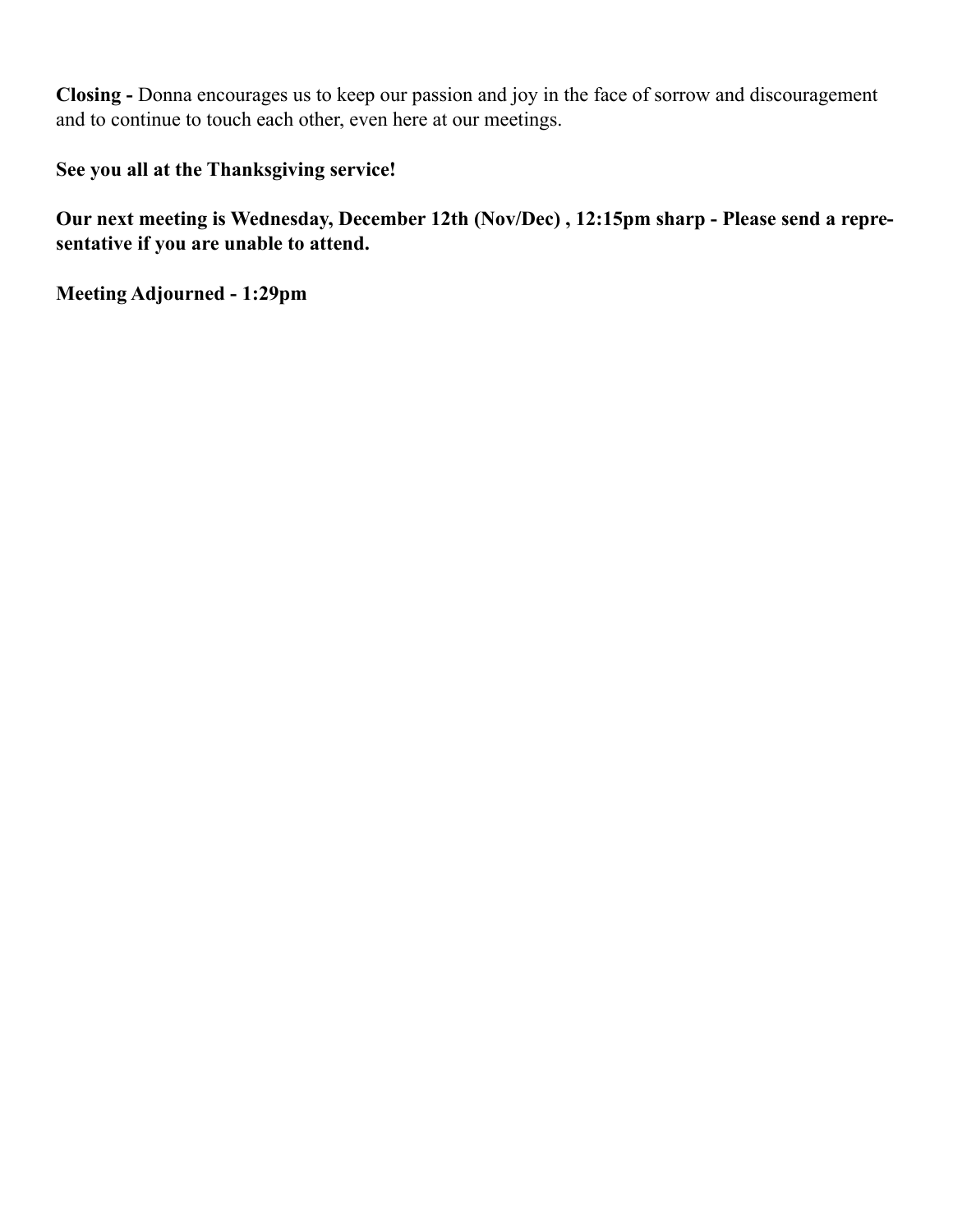**Closing -** Donna encourages us to keep our passion and joy in the face of sorrow and discouragement and to continue to touch each other, even here at our meetings.

**See you all at the Thanksgiving service!**

**Our next meeting is Wednesday, December 12th (Nov/Dec) , 12:15pm sharp - Please send a representative if you are unable to attend.**

**Meeting Adjourned - 1:29pm**